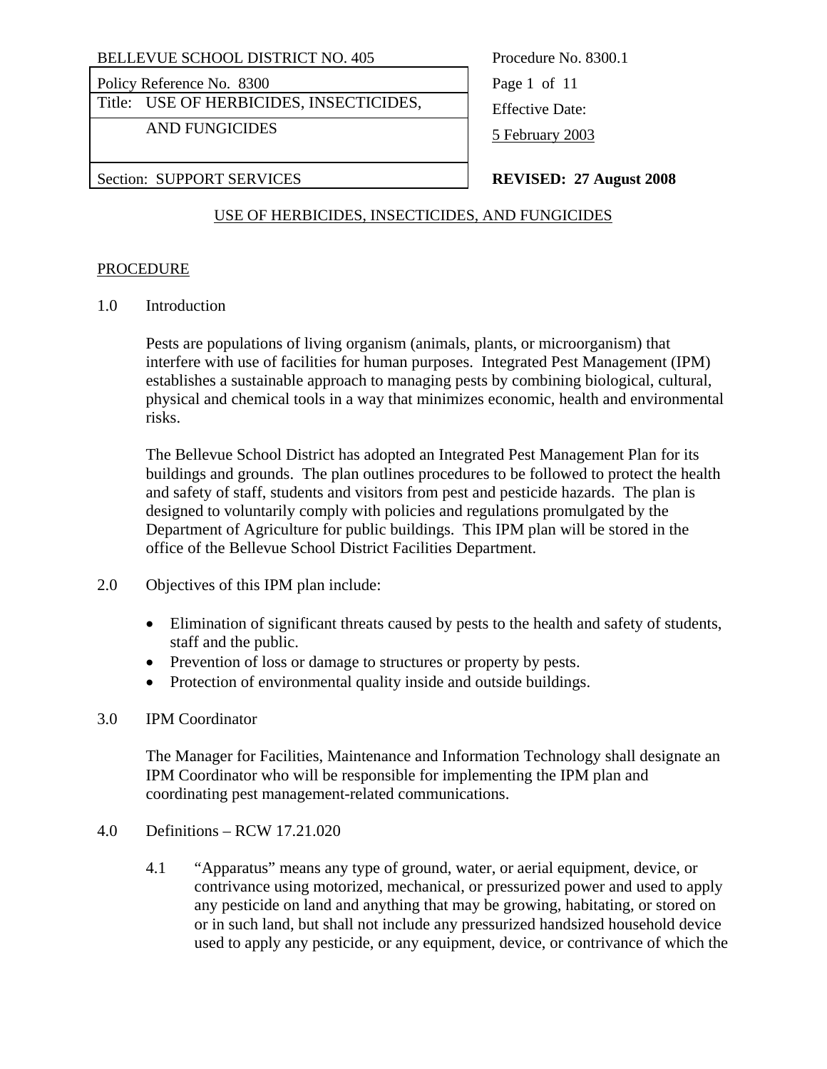| BELLEVUE SCHOOL DISTRICT NO. 405 | Procedure No. 8300.1 |
| --- | --- |
| Policy Reference No. 8300 | |
| Title: USE OF HERBICIDES, INSECTICIDES, AND FUNGICIDES | Effective Date: 5 February 2003 |
| Section: SUPPORT SERVICES | **REVISED: 27 August 2008** |

# USE OF HERBICIDES, INSECTICIDES, AND FUNGICIDES

## PROCEDURE

1.0 Introduction

Pests are populations of living organism (animals, plants, or microorganism) that interfere with use of facilities for human purposes. Integrated Pest Management (IPM) establishes a sustainable approach to managing pests by combining biological, cultural, physical and chemical tools in a way that minimizes economic, health and environmental risks.

The Bellevue School District has adopted an Integrated Pest Management Plan for its buildings and grounds. The plan outlines procedures to be followed to protect the health and safety of staff, students and visitors from pest and pesticide hazards. The plan is designed to voluntarily comply with policies and regulations promulgated by the Department of Agriculture for public buildings. This IPM plan will be stored in the office of the Bellevue School District Facilities Department.

2.0 Objectives of this IPM plan include:

- Elimination of significant threats caused by pests to the health and safety of students, staff and the public.
- Prevention of loss or damage to structures or property by pests.
- Protection of environmental quality inside and outside buildings.

3.0 IPM Coordinator

The Manager for Facilities, Maintenance and Information Technology shall designate an IPM Coordinator who will be responsible for implementing the IPM plan and coordinating pest management-related communications.

4.0 Definitions – RCW 17.21.020

4.1 "Apparatus" means any type of ground, water, or aerial equipment, device, or contrivance using motorized, mechanical, or pressurized power and used to apply any pesticide on land and anything that may be growing, habitating, or stored on or in such land, but shall not include any pressurized handsized household device used to apply any pesticide, or any equipment, device, or contrivance of which the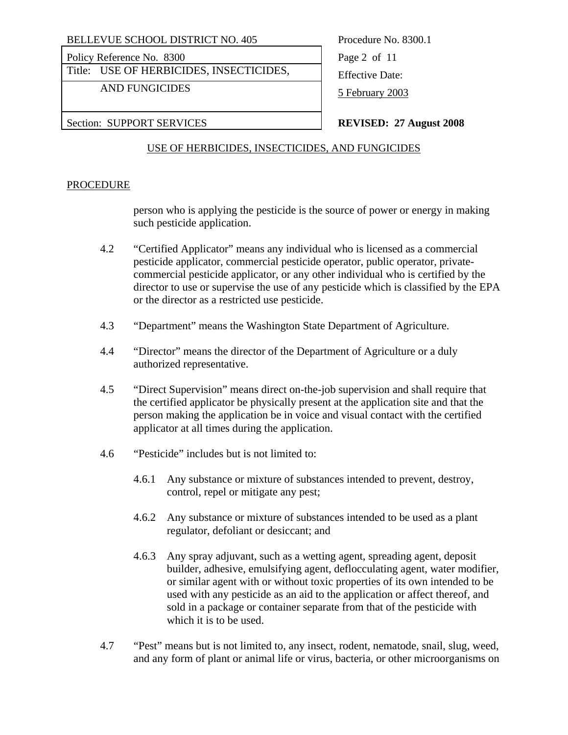## USE OF HERBICIDES, INSECTICIDES, AND FUNGICIDES

### PROCEDURE

person who is applying the pesticide is the source of power or energy in making such pesticide application.

4.2 "Certified Applicator" means any individual who is licensed as a commercial pesticide applicator, commercial pesticide operator, public operator, private-commercial pesticide applicator, or any other individual who is certified by the director to use or supervise the use of any pesticide which is classified by the EPA or the director as a restricted use pesticide.

4.3 "Department" means the Washington State Department of Agriculture.

4.4 "Director" means the director of the Department of Agriculture or a duly authorized representative.

4.5 "Direct Supervision" means direct on-the-job supervision and shall require that the certified applicator be physically present at the application site and that the person making the application be in voice and visual contact with the certified applicator at all times during the application.

4.6 "Pesticide" includes but is not limited to:

4.6.1 Any substance or mixture of substances intended to prevent, destroy, control, repel or mitigate any pest;

4.6.2 Any substance or mixture of substances intended to be used as a plant regulator, defoliant or desiccant; and

4.6.3 Any spray adjuvant, such as a wetting agent, spreading agent, deposit builder, adhesive, emulsifying agent, deflocculating agent, water modifier, or similar agent with or without toxic properties of its own intended to be used with any pesticide as an aid to the application or affect thereof, and sold in a package or container separate from that of the pesticide with which it is to be used.

4.7 "Pest" means but is not limited to, any insect, rodent, nematode, snail, slug, weed, and any form of plant or animal life or virus, bacteria, or other microorganisms on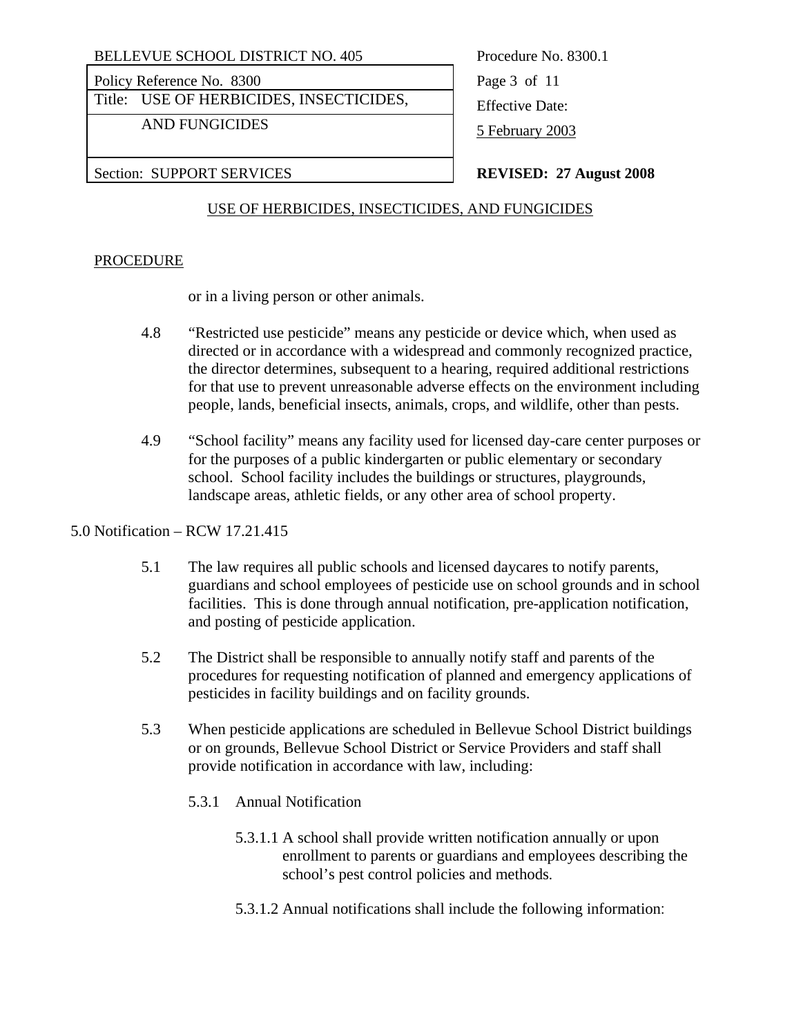USE OF HERBICIDES, INSECTICIDES, AND FUNGICIDES

PROCEDURE

or in a living person or other animals.

4.8 "Restricted use pesticide" means any pesticide or device which, when used as directed or in accordance with a widespread and commonly recognized practice, the director determines, subsequent to a hearing, required additional restrictions for that use to prevent unreasonable adverse effects on the environment including people, lands, beneficial insects, animals, crops, and wildlife, other than pests.

4.9 "School facility" means any facility used for licensed day-care center purposes or for the purposes of a public kindergarten or public elementary or secondary school. School facility includes the buildings or structures, playgrounds, landscape areas, athletic fields, or any other area of school property.

5.0 Notification – RCW 17.21.415

5.1 The law requires all public schools and licensed daycares to notify parents, guardians and school employees of pesticide use on school grounds and in school facilities. This is done through annual notification, pre-application notification, and posting of pesticide application.

5.2 The District shall be responsible to annually notify staff and parents of the procedures for requesting notification of planned and emergency applications of pesticides in facility buildings and on facility grounds.

5.3 When pesticide applications are scheduled in Bellevue School District buildings or on grounds, Bellevue School District or Service Providers and staff shall provide notification in accordance with law, including:

5.3.1 Annual Notification

5.3.1.1 A school shall provide written notification annually or upon enrollment to parents or guardians and employees describing the school's pest control policies and methods.

5.3.1.2 Annual notifications shall include the following information: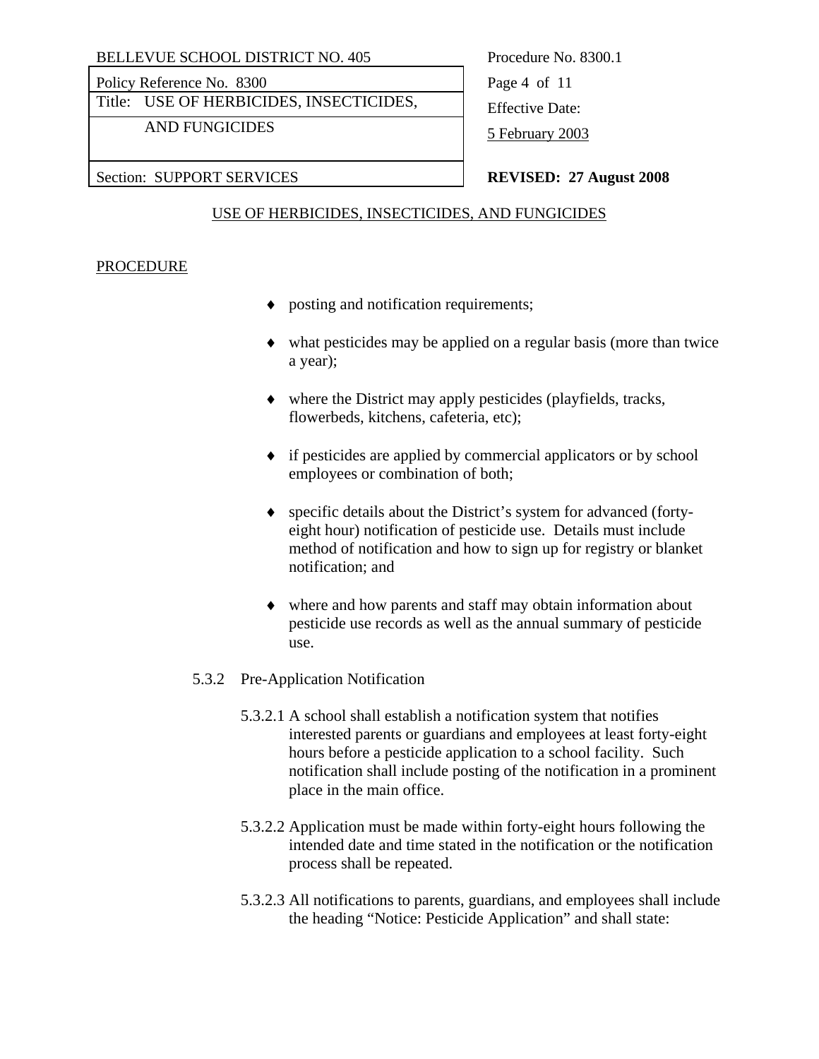USE OF HERBICIDES, INSECTICIDES, AND FUNGICIDES

PROCEDURE

- posting and notification requirements;
- what pesticides may be applied on a regular basis (more than twice a year);
- where the District may apply pesticides (playfields, tracks, flowerbeds, kitchens, cafeteria, etc);
- if pesticides are applied by commercial applicators or by school employees or combination of both;
- specific details about the District's system for advanced (forty-eight hour) notification of pesticide use. Details must include method of notification and how to sign up for registry or blanket notification; and
- where and how parents and staff may obtain information about pesticide use records as well as the annual summary of pesticide use.

5.3.2 Pre-Application Notification

5.3.2.1 A school shall establish a notification system that notifies interested parents or guardians and employees at least forty-eight hours before a pesticide application to a school facility. Such notification shall include posting of the notification in a prominent place in the main office.

5.3.2.2 Application must be made within forty-eight hours following the intended date and time stated in the notification or the notification process shall be repeated.

5.3.2.3 All notifications to parents, guardians, and employees shall include the heading "Notice: Pesticide Application" and shall state: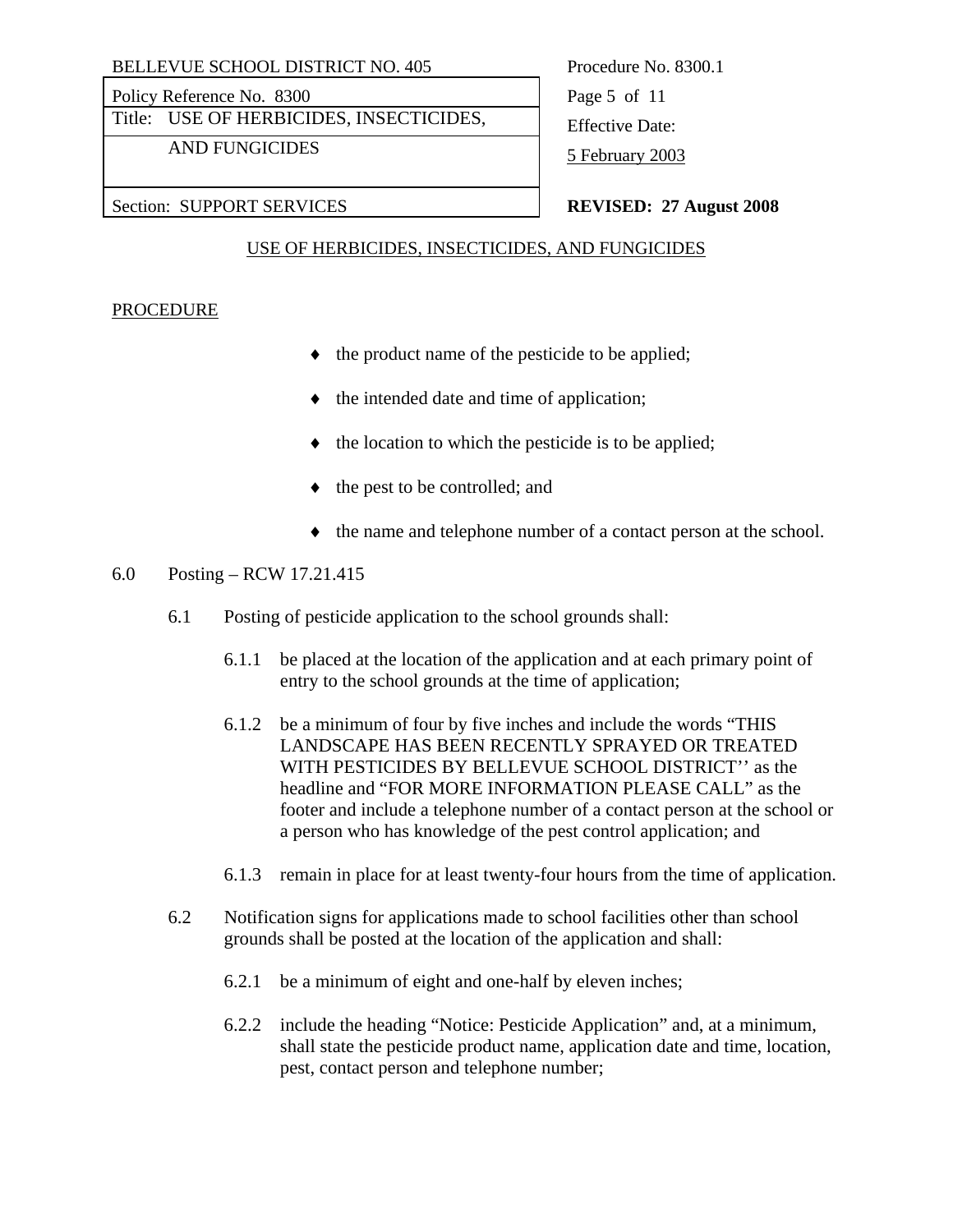USE OF HERBICIDES, INSECTICIDES, AND FUNGICIDES

PROCEDURE

- the product name of the pesticide to be applied;
- the intended date and time of application;
- the location to which the pesticide is to be applied;
- the pest to be controlled; and
- the name and telephone number of a contact person at the school.

6.0 Posting – RCW 17.21.415

6.1 Posting of pesticide application to the school grounds shall:

6.1.1 be placed at the location of the application and at each primary point of entry to the school grounds at the time of application;

6.1.2 be a minimum of four by five inches and include the words "THIS LANDSCAPE HAS BEEN RECENTLY SPRAYED OR TREATED WITH PESTICIDES BY BELLEVUE SCHOOL DISTRICT'' as the headline and "FOR MORE INFORMATION PLEASE CALL" as the footer and include a telephone number of a contact person at the school or a person who has knowledge of the pest control application; and

6.1.3 remain in place for at least twenty-four hours from the time of application.

6.2 Notification signs for applications made to school facilities other than school grounds shall be posted at the location of the application and shall:

6.2.1 be a minimum of eight and one-half by eleven inches;

6.2.2 include the heading "Notice: Pesticide Application" and, at a minimum, shall state the pesticide product name, application date and time, location, pest, contact person and telephone number;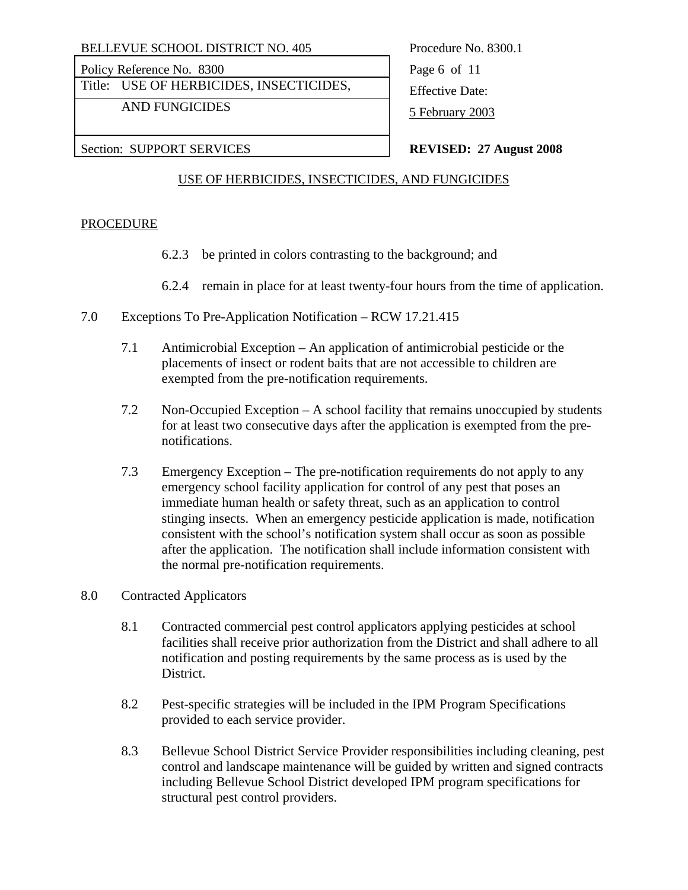USE OF HERBICIDES, INSECTICIDES, AND FUNGICIDES

PROCEDURE

6.2.3 be printed in colors contrasting to the background; and

6.2.4 remain in place for at least twenty-four hours from the time of application.

7.0 Exceptions To Pre-Application Notification – RCW 17.21.415

7.1 Antimicrobial Exception – An application of antimicrobial pesticide or the placements of insect or rodent baits that are not accessible to children are exempted from the pre-notification requirements.

7.2 Non-Occupied Exception – A school facility that remains unoccupied by students for at least two consecutive days after the application is exempted from the pre-notifications.

7.3 Emergency Exception – The pre-notification requirements do not apply to any emergency school facility application for control of any pest that poses an immediate human health or safety threat, such as an application to control stinging insects. When an emergency pesticide application is made, notification consistent with the school's notification system shall occur as soon as possible after the application. The notification shall include information consistent with the normal pre-notification requirements.

8.0 Contracted Applicators

8.1 Contracted commercial pest control applicators applying pesticides at school facilities shall receive prior authorization from the District and shall adhere to all notification and posting requirements by the same process as is used by the District.

8.2 Pest-specific strategies will be included in the IPM Program Specifications provided to each service provider.

8.3 Bellevue School District Service Provider responsibilities including cleaning, pest control and landscape maintenance will be guided by written and signed contracts including Bellevue School District developed IPM program specifications for structural pest control providers.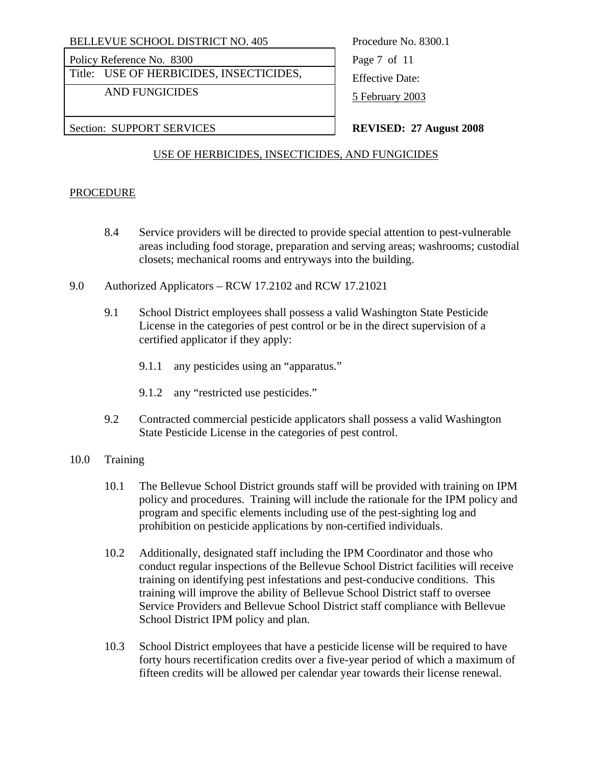## USE OF HERBICIDES, INSECTICIDES, AND FUNGICIDES

### PROCEDURE

8.4 Service providers will be directed to provide special attention to pest-vulnerable areas including food storage, preparation and serving areas; washrooms; custodial closets; mechanical rooms and entryways into the building.

9.0 Authorized Applicators – RCW 17.2102 and RCW 17.21021

9.1 School District employees shall possess a valid Washington State Pesticide License in the categories of pest control or be in the direct supervision of a certified applicator if they apply:

9.1.1 any pesticides using an "apparatus."

9.1.2 any "restricted use pesticides."

9.2 Contracted commercial pesticide applicators shall possess a valid Washington State Pesticide License in the categories of pest control.

10.0 Training

10.1 The Bellevue School District grounds staff will be provided with training on IPM policy and procedures. Training will include the rationale for the IPM policy and program and specific elements including use of the pest-sighting log and prohibition on pesticide applications by non-certified individuals.

10.2 Additionally, designated staff including the IPM Coordinator and those who conduct regular inspections of the Bellevue School District facilities will receive training on identifying pest infestations and pest-conducive conditions. This training will improve the ability of Bellevue School District staff to oversee Service Providers and Bellevue School District staff compliance with Bellevue School District IPM policy and plan.

10.3 School District employees that have a pesticide license will be required to have forty hours recertification credits over a five-year period of which a maximum of fifteen credits will be allowed per calendar year towards their license renewal.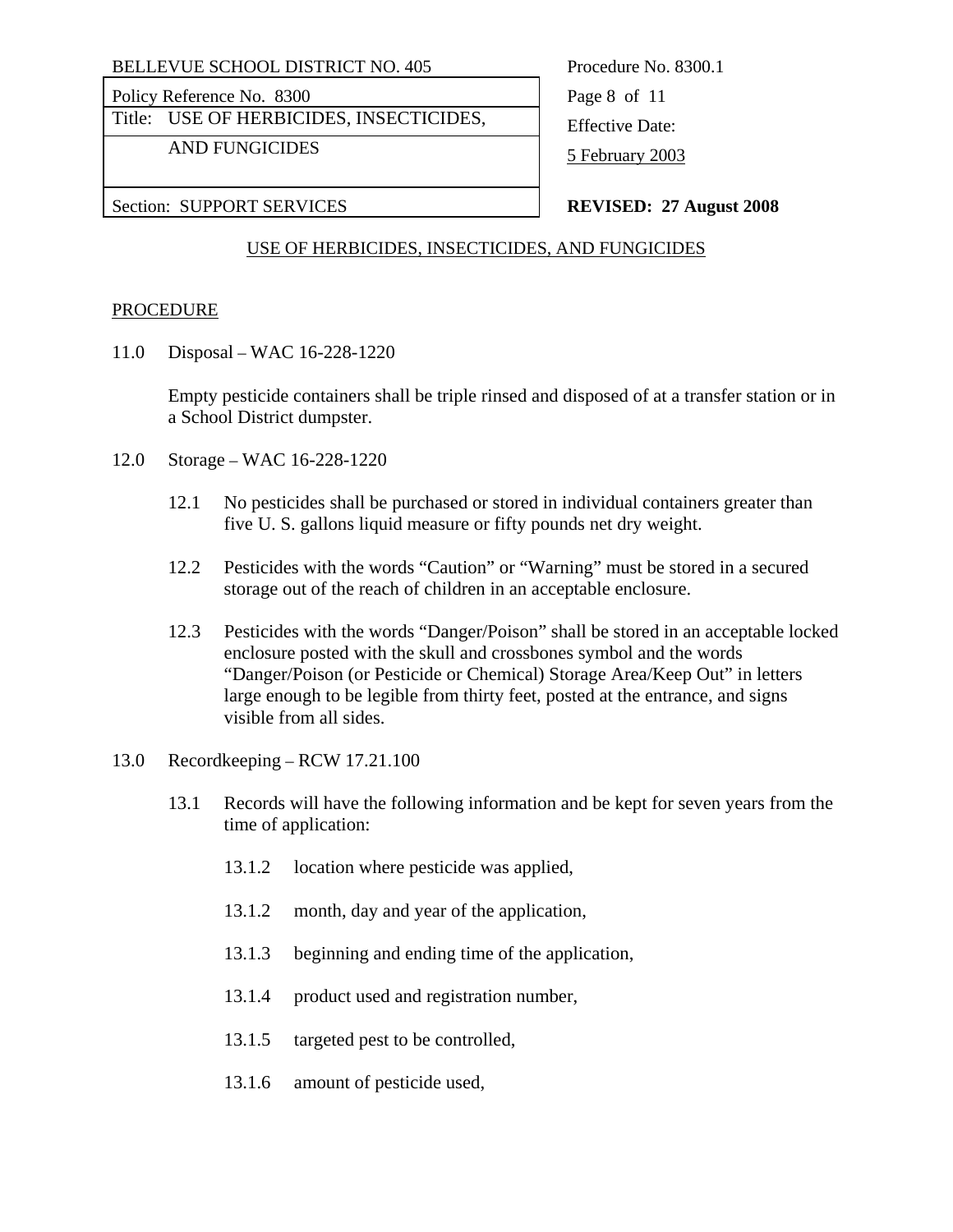## USE OF HERBICIDES, INSECTICIDES, AND FUNGICIDES

### PROCEDURE

11.0 Disposal – WAC 16-228-1220

Empty pesticide containers shall be triple rinsed and disposed of at a transfer station or in a School District dumpster.

12.0 Storage – WAC 16-228-1220

12.1 No pesticides shall be purchased or stored in individual containers greater than five U. S. gallons liquid measure or fifty pounds net dry weight.

12.2 Pesticides with the words "Caution" or "Warning" must be stored in a secured storage out of the reach of children in an acceptable enclosure.

12.3 Pesticides with the words "Danger/Poison" shall be stored in an acceptable locked enclosure posted with the skull and crossbones symbol and the words "Danger/Poison (or Pesticide or Chemical) Storage Area/Keep Out" in letters large enough to be legible from thirty feet, posted at the entrance, and signs visible from all sides.

13.0 Recordkeeping – RCW 17.21.100

13.1 Records will have the following information and be kept for seven years from the time of application:

13.1.2 location where pesticide was applied,

13.1.2 month, day and year of the application,

13.1.3 beginning and ending time of the application,

13.1.4 product used and registration number,

13.1.5 targeted pest to be controlled,

13.1.6 amount of pesticide used,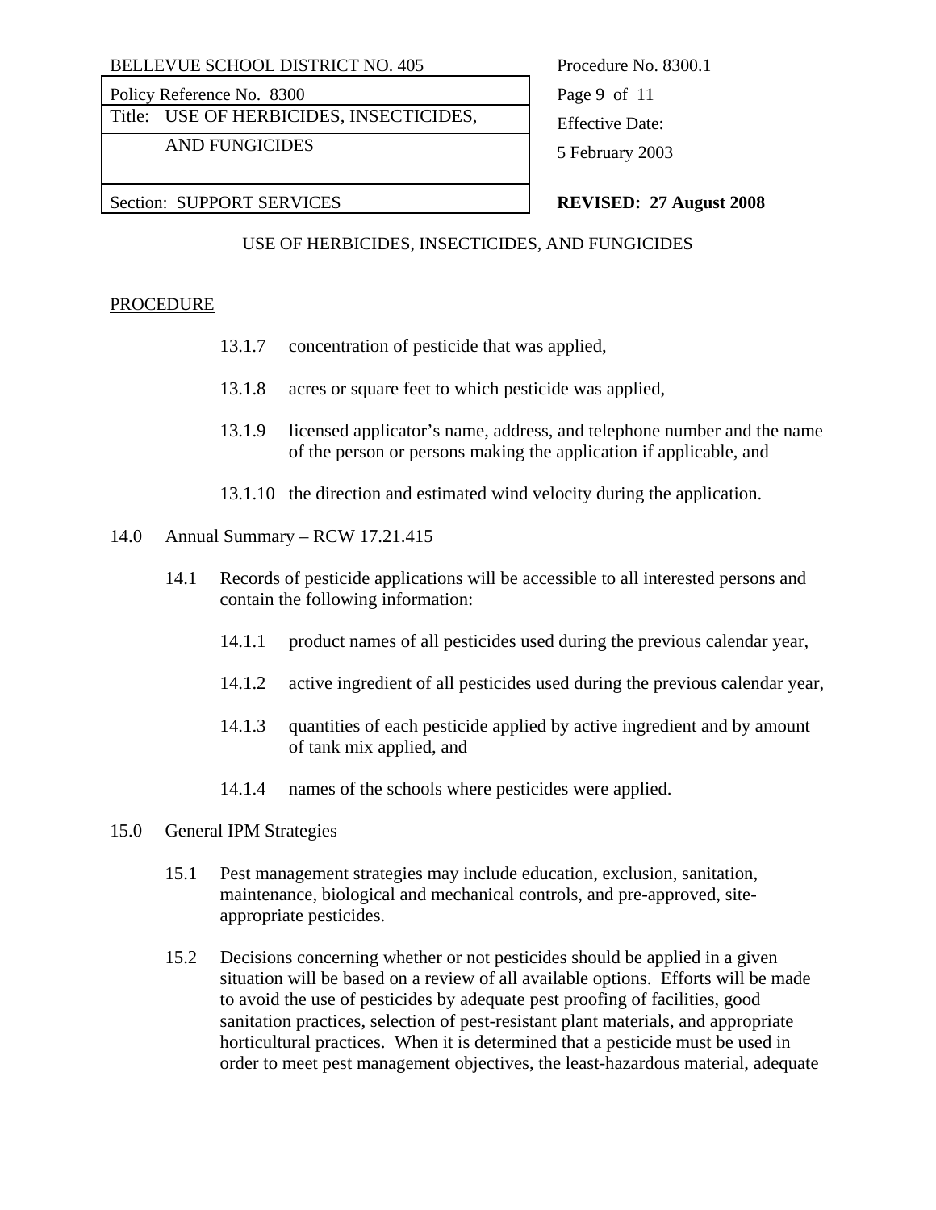## USE OF HERBICIDES, INSECTICIDES, AND FUNGICIDES

### PROCEDURE

13.1.7 concentration of pesticide that was applied,

13.1.8 acres or square feet to which pesticide was applied,

13.1.9 licensed applicator's name, address, and telephone number and the name of the person or persons making the application if applicable, and

13.1.10 the direction and estimated wind velocity during the application.

14.0 Annual Summary – RCW 17.21.415

14.1 Records of pesticide applications will be accessible to all interested persons and contain the following information:

14.1.1 product names of all pesticides used during the previous calendar year,

14.1.2 active ingredient of all pesticides used during the previous calendar year,

14.1.3 quantities of each pesticide applied by active ingredient and by amount of tank mix applied, and

14.1.4 names of the schools where pesticides were applied.

15.0 General IPM Strategies

15.1 Pest management strategies may include education, exclusion, sanitation, maintenance, biological and mechanical controls, and pre-approved, site-appropriate pesticides.

15.2 Decisions concerning whether or not pesticides should be applied in a given situation will be based on a review of all available options. Efforts will be made to avoid the use of pesticides by adequate pest proofing of facilities, good sanitation practices, selection of pest-resistant plant materials, and appropriate horticultural practices. When it is determined that a pesticide must be used in order to meet pest management objectives, the least-hazardous material, adequate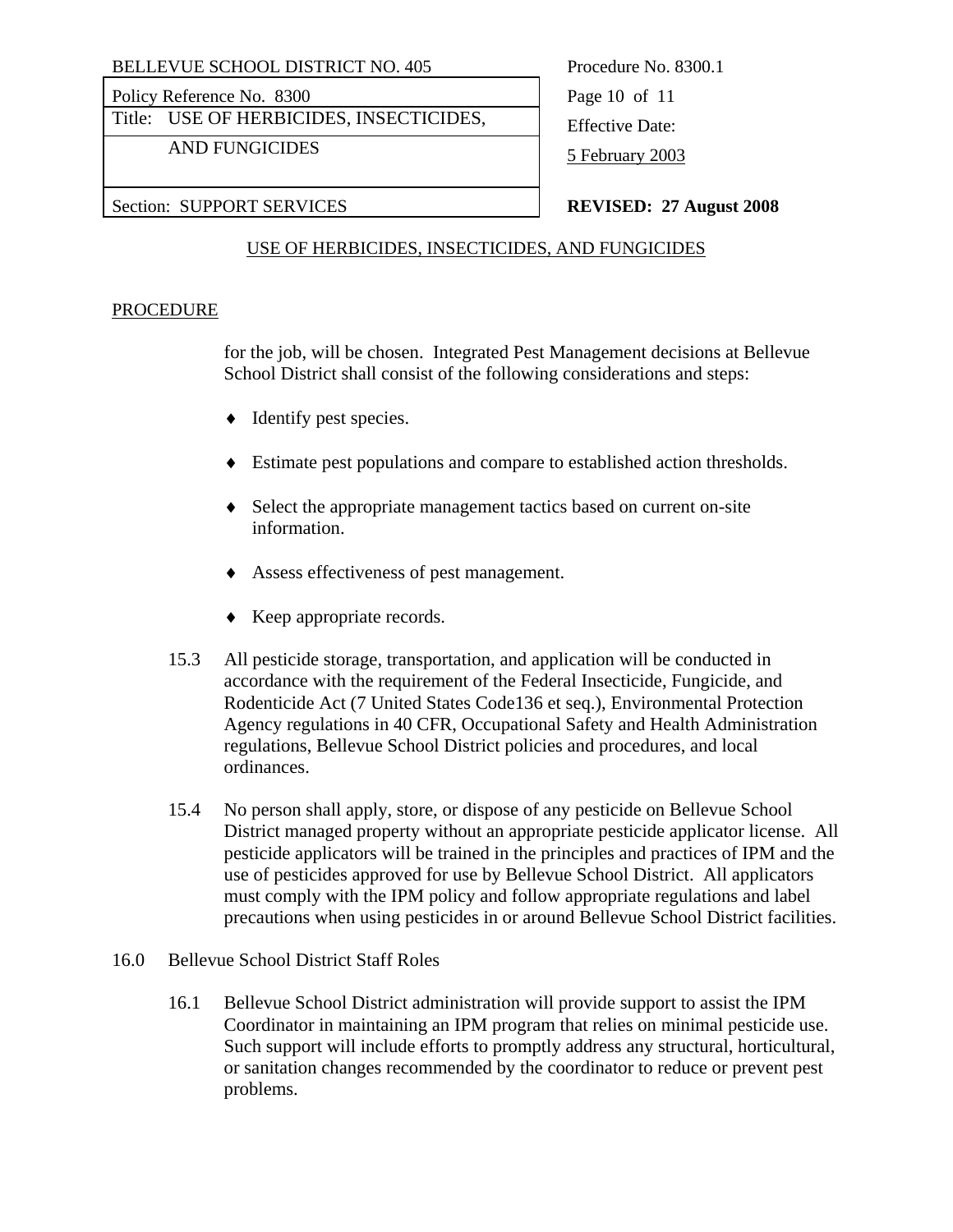USE OF HERBICIDES, INSECTICIDES, AND FUNGICIDES

PROCEDURE

for the job, will be chosen. Integrated Pest Management decisions at Bellevue School District shall consist of the following considerations and steps:

- Identify pest species.
- Estimate pest populations and compare to established action thresholds.
- Select the appropriate management tactics based on current on-site information.
- Assess effectiveness of pest management.
- Keep appropriate records.

15.3 All pesticide storage, transportation, and application will be conducted in accordance with the requirement of the Federal Insecticide, Fungicide, and Rodenticide Act (7 United States Code136 et seq.), Environmental Protection Agency regulations in 40 CFR, Occupational Safety and Health Administration regulations, Bellevue School District policies and procedures, and local ordinances.

15.4 No person shall apply, store, or dispose of any pesticide on Bellevue School District managed property without an appropriate pesticide applicator license. All pesticide applicators will be trained in the principles and practices of IPM and the use of pesticides approved for use by Bellevue School District. All applicators must comply with the IPM policy and follow appropriate regulations and label precautions when using pesticides in or around Bellevue School District facilities.

16.0 Bellevue School District Staff Roles

16.1 Bellevue School District administration will provide support to assist the IPM Coordinator in maintaining an IPM program that relies on minimal pesticide use. Such support will include efforts to promptly address any structural, horticultural, or sanitation changes recommended by the coordinator to reduce or prevent pest problems.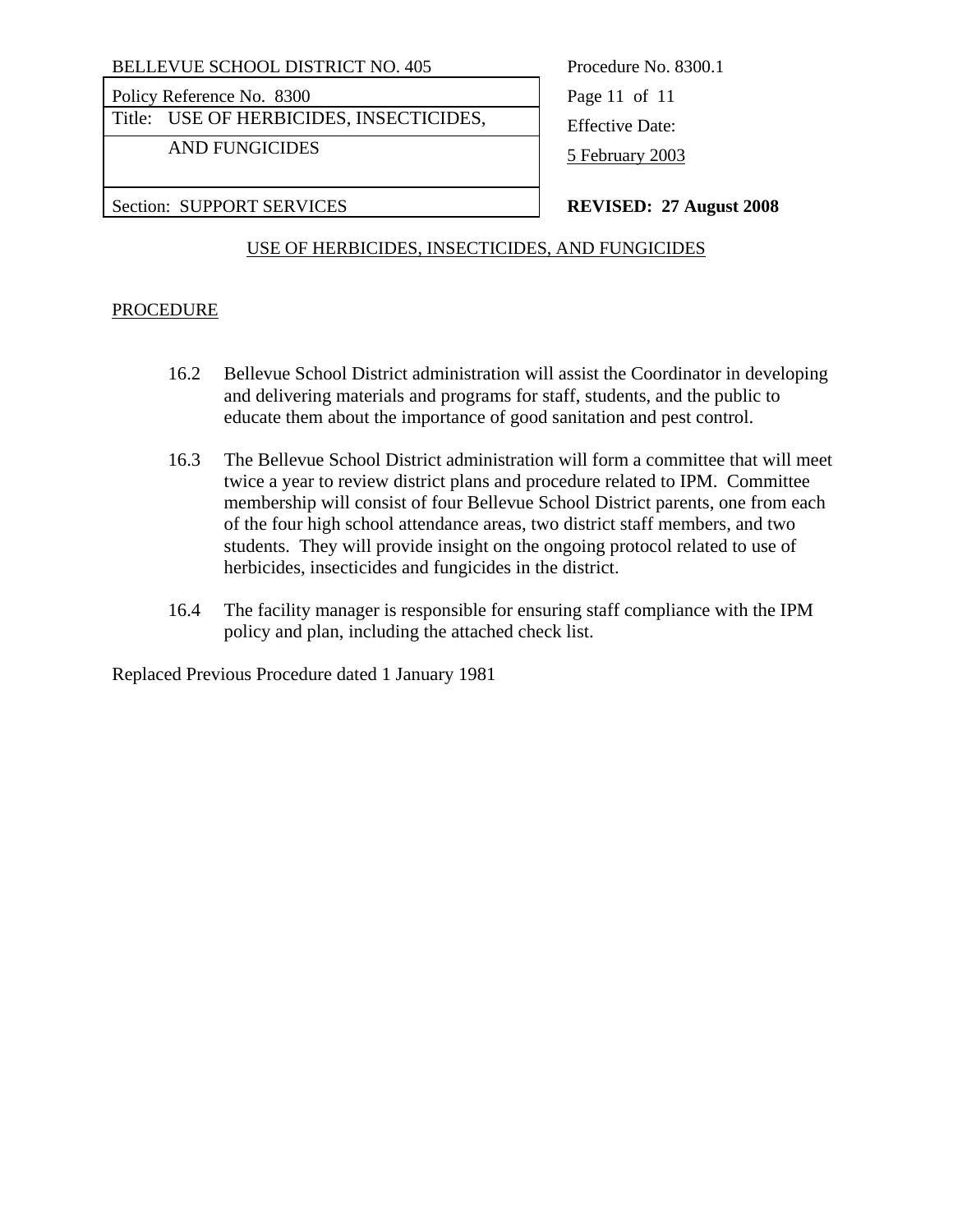USE OF HERBICIDES, INSECTICIDES, AND FUNGICIDES

PROCEDURE

16.2 Bellevue School District administration will assist the Coordinator in developing and delivering materials and programs for staff, students, and the public to educate them about the importance of good sanitation and pest control.

16.3 The Bellevue School District administration will form a committee that will meet twice a year to review district plans and procedure related to IPM. Committee membership will consist of four Bellevue School District parents, one from each of the four high school attendance areas, two district staff members, and two students. They will provide insight on the ongoing protocol related to use of herbicides, insecticides and fungicides in the district.

16.4 The facility manager is responsible for ensuring staff compliance with the IPM policy and plan, including the attached check list.

Replaced Previous Procedure dated 1 January 1981